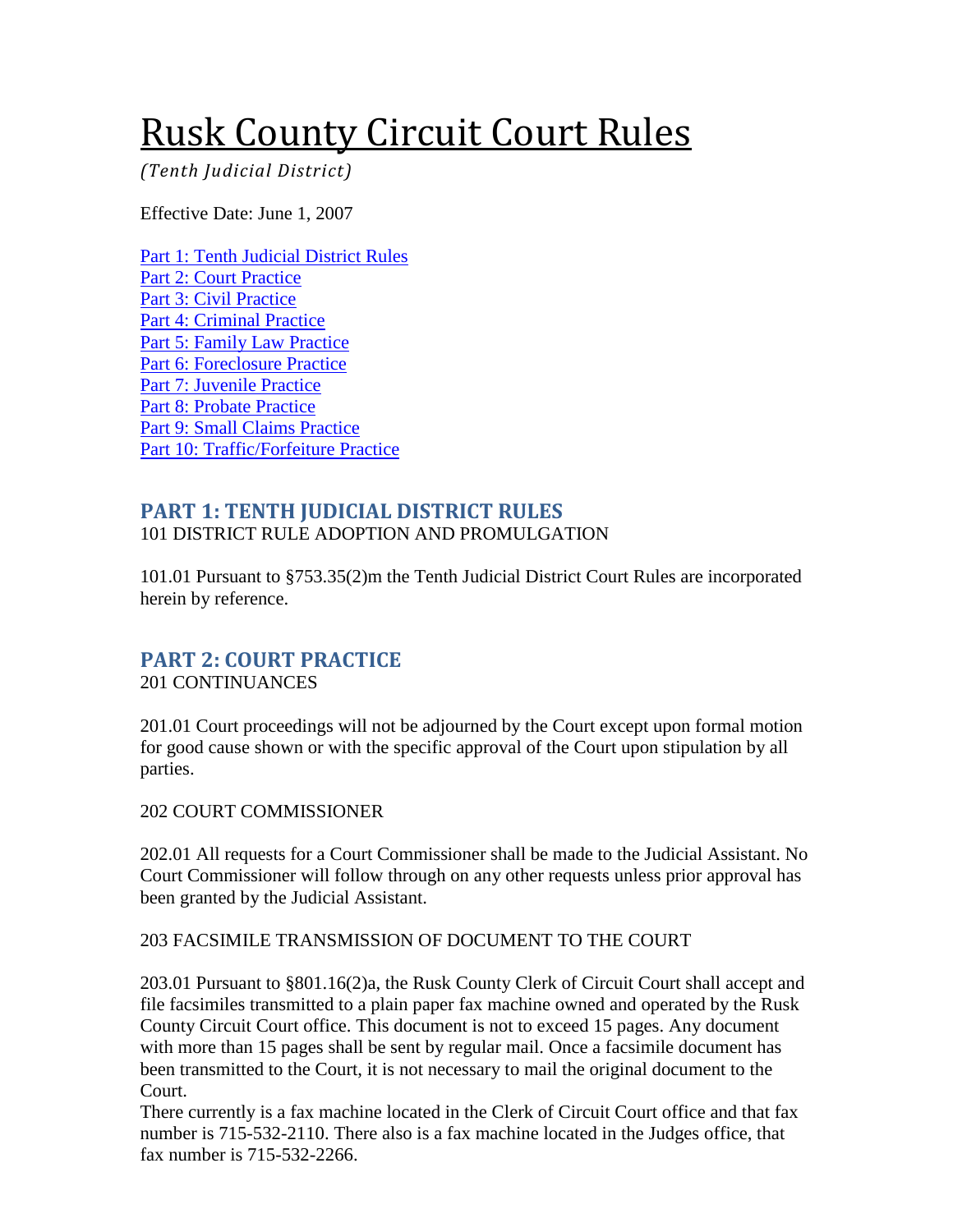# Rusk County Circuit Court Rules

*(Tenth Judicial District)*

Effective Date: June 1, 2007

[Part 1: Tenth Judicial District Rules](#)
[Part 2: Court Practice](#)
[Part 3: Civil Practice](#)
[Part 4: Criminal Practice](#)
[Part 5: Family Law Practice](#)
[Part 6: Foreclosure Practice](#)
[Part 7: Juvenile Practice](#)
[Part 8: Probate Practice](#)
[Part 9: Small Claims Practice](#)
[Part 10: Traffic/Forfeiture Practice](#)

## PART 1: TENTH JUDICIAL DISTRICT RULES

101 DISTRICT RULE ADOPTION AND PROMULGATION

101.01 Pursuant to §753.35(2)m the Tenth Judicial District Court Rules are incorporated herein by reference.

## PART 2: COURT PRACTICE

201 CONTINUANCES

201.01 Court proceedings will not be adjourned by the Court except upon formal motion for good cause shown or with the specific approval of the Court upon stipulation by all parties.

202 COURT COMMISSIONER

202.01 All requests for a Court Commissioner shall be made to the Judicial Assistant. No Court Commissioner will follow through on any other requests unless prior approval has been granted by the Judicial Assistant.

203 FACSIMILE TRANSMISSION OF DOCUMENT TO THE COURT

203.01 Pursuant to §801.16(2)a, the Rusk County Clerk of Circuit Court shall accept and file facsimiles transmitted to a plain paper fax machine owned and operated by the Rusk County Circuit Court office. This document is not to exceed 15 pages. Any document with more than 15 pages shall be sent by regular mail. Once a facsimile document has been transmitted to the Court, it is not necessary to mail the original document to the Court.
There currently is a fax machine located in the Clerk of Circuit Court office and that fax number is 715-532-2110. There also is a fax machine located in the Judges office, that fax number is 715-532-2266.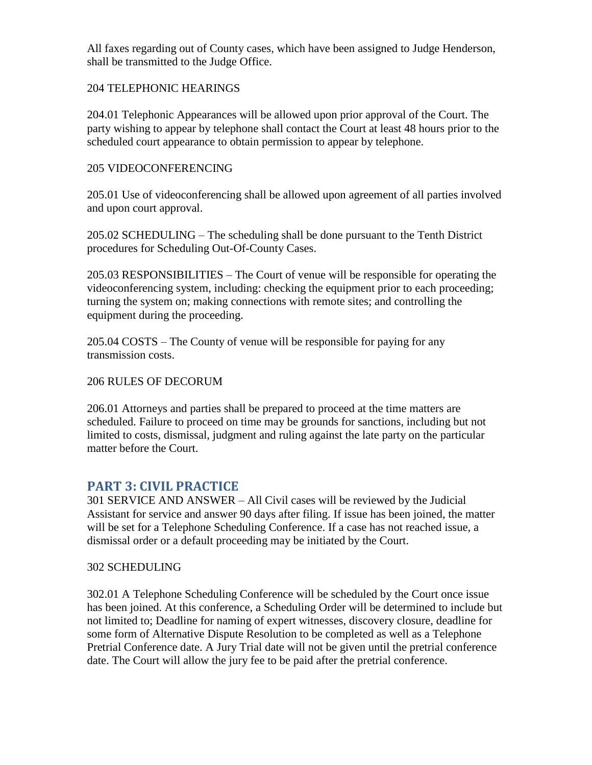All faxes regarding out of County cases, which have been assigned to Judge Henderson, shall be transmitted to the Judge Office.

204 TELEPHONIC HEARINGS

204.01 Telephonic Appearances will be allowed upon prior approval of the Court. The party wishing to appear by telephone shall contact the Court at least 48 hours prior to the scheduled court appearance to obtain permission to appear by telephone.

205 VIDEOCONFERENCING

205.01 Use of videoconferencing shall be allowed upon agreement of all parties involved and upon court approval.

205.02 SCHEDULING – The scheduling shall be done pursuant to the Tenth District procedures for Scheduling Out-Of-County Cases.

205.03 RESPONSIBILITIES – The Court of venue will be responsible for operating the videoconferencing system, including: checking the equipment prior to each proceeding; turning the system on; making connections with remote sites; and controlling the equipment during the proceeding.

205.04 COSTS – The County of venue will be responsible for paying for any transmission costs.

206 RULES OF DECORUM

206.01 Attorneys and parties shall be prepared to proceed at the time matters are scheduled. Failure to proceed on time may be grounds for sanctions, including but not limited to costs, dismissal, judgment and ruling against the late party on the particular matter before the Court.

## PART 3: CIVIL PRACTICE

301 SERVICE AND ANSWER – All Civil cases will be reviewed by the Judicial Assistant for service and answer 90 days after filing. If issue has been joined, the matter will be set for a Telephone Scheduling Conference. If a case has not reached issue, a dismissal order or a default proceeding may be initiated by the Court.

302 SCHEDULING

302.01 A Telephone Scheduling Conference will be scheduled by the Court once issue has been joined. At this conference, a Scheduling Order will be determined to include but not limited to; Deadline for naming of expert witnesses, discovery closure, deadline for some form of Alternative Dispute Resolution to be completed as well as a Telephone Pretrial Conference date. A Jury Trial date will not be given until the pretrial conference date. The Court will allow the jury fee to be paid after the pretrial conference.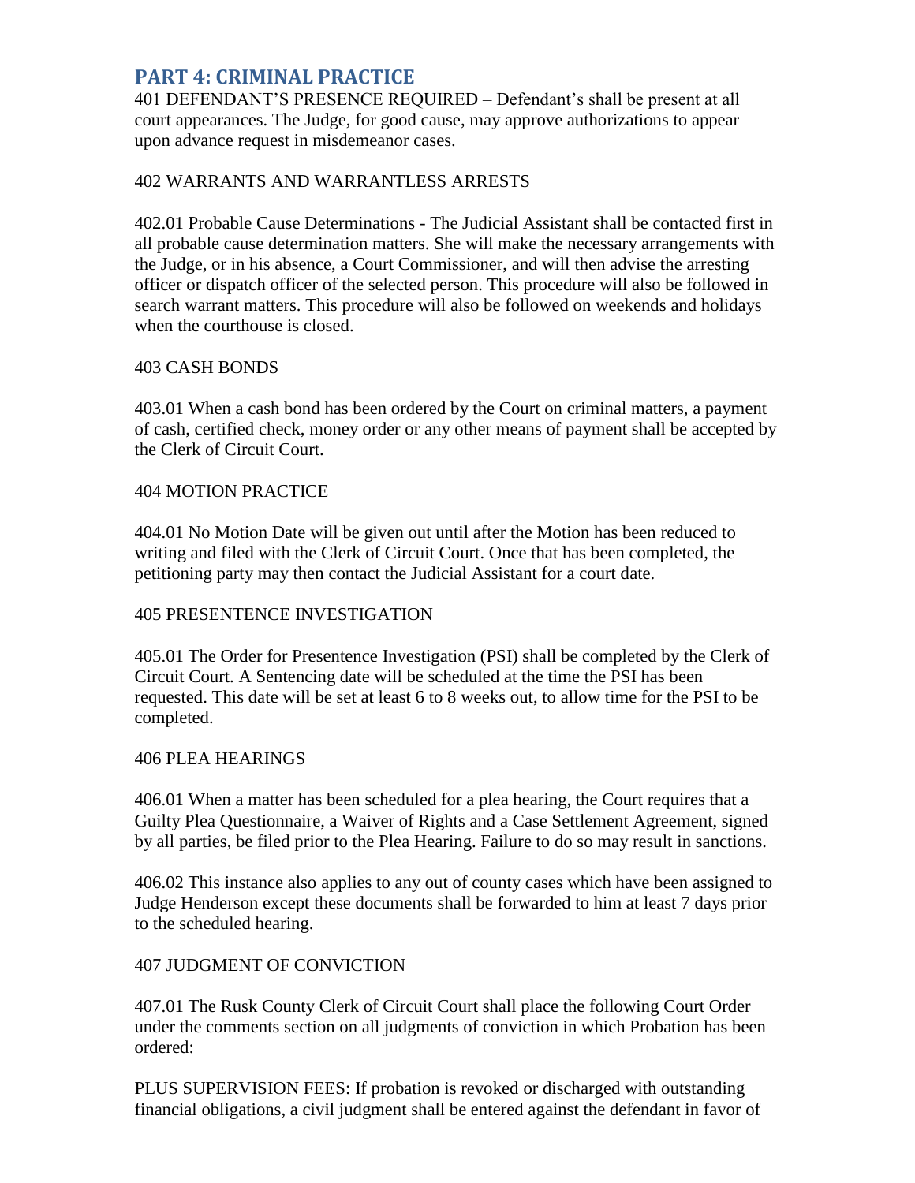## PART 4: CRIMINAL PRACTICE

401 DEFENDANT'S PRESENCE REQUIRED – Defendant's shall be present at all court appearances. The Judge, for good cause, may approve authorizations to appear upon advance request in misdemeanor cases.

402 WARRANTS AND WARRANTLESS ARRESTS

402.01 Probable Cause Determinations - The Judicial Assistant shall be contacted first in all probable cause determination matters. She will make the necessary arrangements with the Judge, or in his absence, a Court Commissioner, and will then advise the arresting officer or dispatch officer of the selected person. This procedure will also be followed in search warrant matters. This procedure will also be followed on weekends and holidays when the courthouse is closed.

403 CASH BONDS

403.01 When a cash bond has been ordered by the Court on criminal matters, a payment of cash, certified check, money order or any other means of payment shall be accepted by the Clerk of Circuit Court.

404 MOTION PRACTICE

404.01 No Motion Date will be given out until after the Motion has been reduced to writing and filed with the Clerk of Circuit Court. Once that has been completed, the petitioning party may then contact the Judicial Assistant for a court date.

405 PRESENTENCE INVESTIGATION

405.01 The Order for Presentence Investigation (PSI) shall be completed by the Clerk of Circuit Court. A Sentencing date will be scheduled at the time the PSI has been requested. This date will be set at least 6 to 8 weeks out, to allow time for the PSI to be completed.

406 PLEA HEARINGS

406.01 When a matter has been scheduled for a plea hearing, the Court requires that a Guilty Plea Questionnaire, a Waiver of Rights and a Case Settlement Agreement, signed by all parties, be filed prior to the Plea Hearing. Failure to do so may result in sanctions.

406.02 This instance also applies to any out of county cases which have been assigned to Judge Henderson except these documents shall be forwarded to him at least 7 days prior to the scheduled hearing.

407 JUDGMENT OF CONVICTION

407.01 The Rusk County Clerk of Circuit Court shall place the following Court Order under the comments section on all judgments of conviction in which Probation has been ordered:

PLUS SUPERVISION FEES: If probation is revoked or discharged with outstanding financial obligations, a civil judgment shall be entered against the defendant in favor of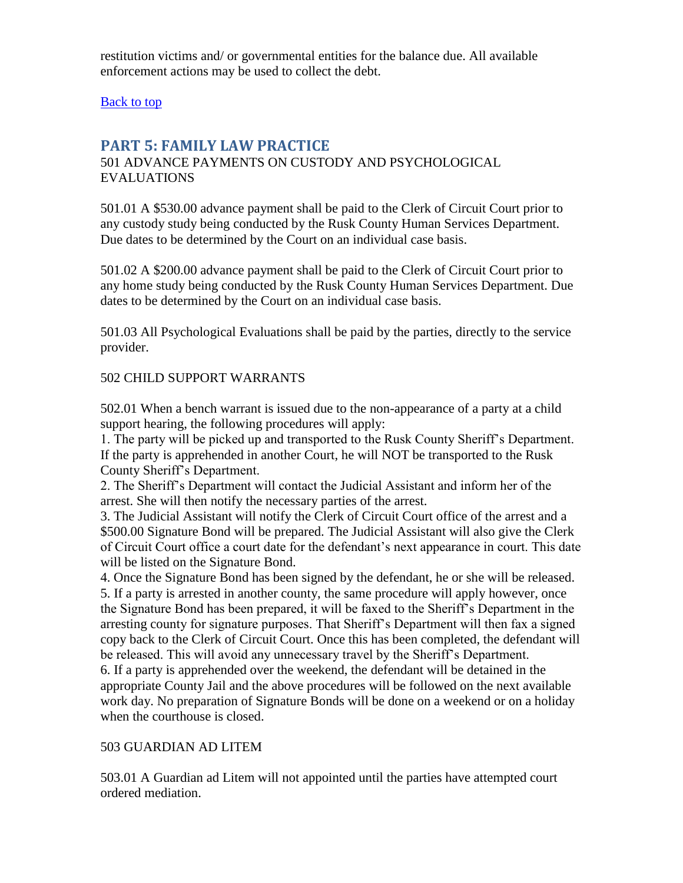restitution victims and/ or governmental entities for the balance due. All available enforcement actions may be used to collect the debt.

Back to top

## PART 5: FAMILY LAW PRACTICE

501 ADVANCE PAYMENTS ON CUSTODY AND PSYCHOLOGICAL EVALUATIONS

501.01 A $530.00 advance payment shall be paid to the Clerk of Circuit Court prior to any custody study being conducted by the Rusk County Human Services Department. Due dates to be determined by the Court on an individual case basis.

501.02 A $200.00 advance payment shall be paid to the Clerk of Circuit Court prior to any home study being conducted by the Rusk County Human Services Department. Due dates to be determined by the Court on an individual case basis.

501.03 All Psychological Evaluations shall be paid by the parties, directly to the service provider.

502 CHILD SUPPORT WARRANTS

502.01 When a bench warrant is issued due to the non-appearance of a party at a child support hearing, the following procedures will apply:

1. The party will be picked up and transported to the Rusk County Sheriff's Department. If the party is apprehended in another Court, he will NOT be transported to the Rusk County Sheriff's Department.
2. The Sheriff's Department will contact the Judicial Assistant and inform her of the arrest. She will then notify the necessary parties of the arrest.
3. The Judicial Assistant will notify the Clerk of Circuit Court office of the arrest and a $500.00 Signature Bond will be prepared. The Judicial Assistant will also give the Clerk of Circuit Court office a court date for the defendant's next appearance in court. This date will be listed on the Signature Bond.
4. Once the Signature Bond has been signed by the defendant, he or she will be released.
5. If a party is arrested in another county, the same procedure will apply however, once the Signature Bond has been prepared, it will be faxed to the Sheriff's Department in the arresting county for signature purposes. That Sheriff's Department will then fax a signed copy back to the Clerk of Circuit Court. Once this has been completed, the defendant will be released. This will avoid any unnecessary travel by the Sheriff's Department.
6. If a party is apprehended over the weekend, the defendant will be detained in the appropriate County Jail and the above procedures will be followed on the next available work day. No preparation of Signature Bonds will be done on a weekend or on a holiday when the courthouse is closed.

503 GUARDIAN AD LITEM

503.01 A Guardian ad Litem will not appointed until the parties have attempted court ordered mediation.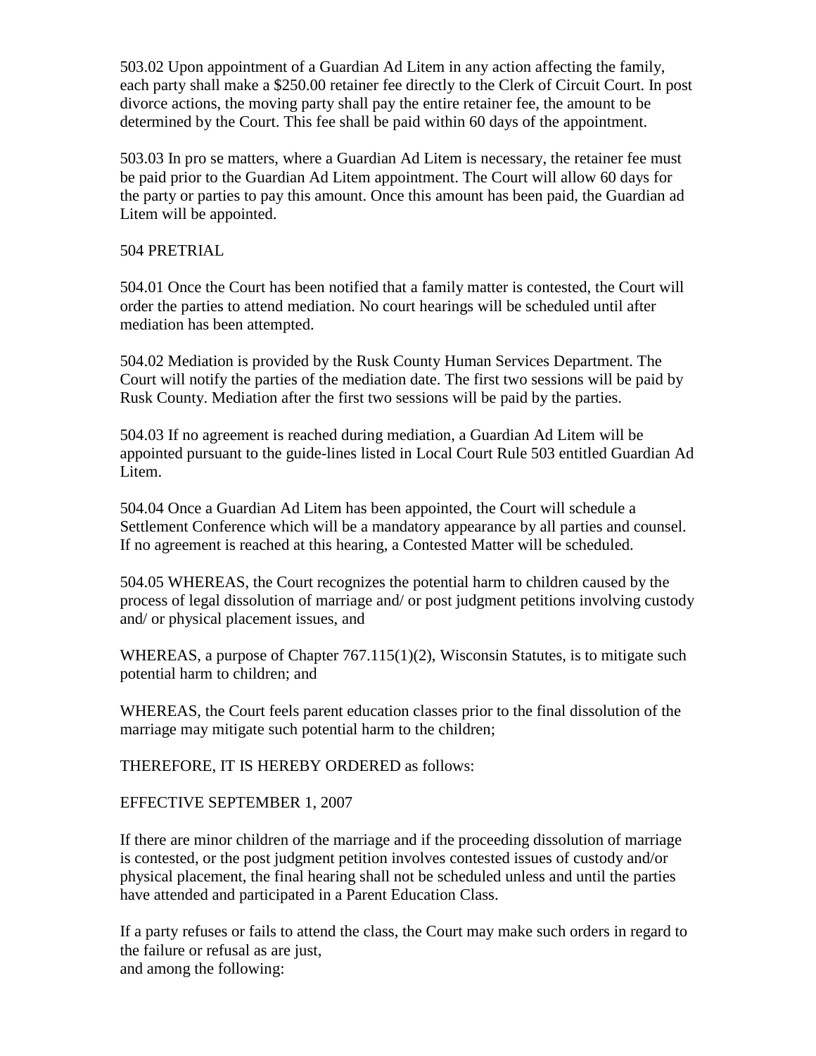503.02 Upon appointment of a Guardian Ad Litem in any action affecting the family, each party shall make a $250.00 retainer fee directly to the Clerk of Circuit Court. In post divorce actions, the moving party shall pay the entire retainer fee, the amount to be determined by the Court. This fee shall be paid within 60 days of the appointment.

503.03 In pro se matters, where a Guardian Ad Litem is necessary, the retainer fee must be paid prior to the Guardian Ad Litem appointment. The Court will allow 60 days for the party or parties to pay this amount. Once this amount has been paid, the Guardian ad Litem will be appointed.

## 504 PRETRIAL

504.01 Once the Court has been notified that a family matter is contested, the Court will order the parties to attend mediation. No court hearings will be scheduled until after mediation has been attempted.

504.02 Mediation is provided by the Rusk County Human Services Department. The Court will notify the parties of the mediation date. The first two sessions will be paid by Rusk County. Mediation after the first two sessions will be paid by the parties.

504.03 If no agreement is reached during mediation, a Guardian Ad Litem will be appointed pursuant to the guide-lines listed in Local Court Rule 503 entitled Guardian Ad Litem.

504.04 Once a Guardian Ad Litem has been appointed, the Court will schedule a Settlement Conference which will be a mandatory appearance by all parties and counsel. If no agreement is reached at this hearing, a Contested Matter will be scheduled.

504.05 WHEREAS, the Court recognizes the potential harm to children caused by the process of legal dissolution of marriage and/ or post judgment petitions involving custody and/ or physical placement issues, and

WHEREAS, a purpose of Chapter 767.115(1)(2), Wisconsin Statutes, is to mitigate such potential harm to children; and

WHEREAS, the Court feels parent education classes prior to the final dissolution of the marriage may mitigate such potential harm to the children;

THEREFORE, IT IS HEREBY ORDERED as follows:

EFFECTIVE SEPTEMBER 1, 2007

If there are minor children of the marriage and if the proceeding dissolution of marriage is contested, or the post judgment petition involves contested issues of custody and/or physical placement, the final hearing shall not be scheduled unless and until the parties have attended and participated in a Parent Education Class.

If a party refuses or fails to attend the class, the Court may make such orders in regard to the failure or refusal as are just,
and among the following: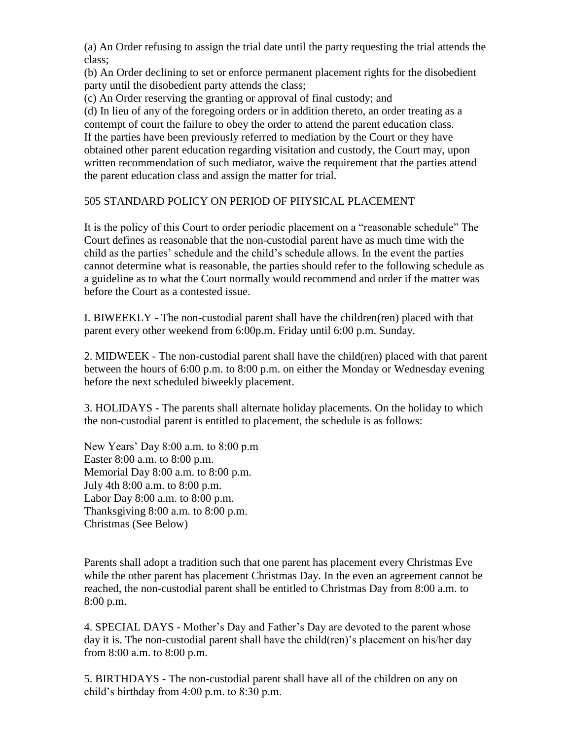(a) An Order refusing to assign the trial date until the party requesting the trial attends the class;

(b) An Order declining to set or enforce permanent placement rights for the disobedient party until the disobedient party attends the class;

(c) An Order reserving the granting or approval of final custody; and

(d) In lieu of any of the foregoing orders or in addition thereto, an order treating as a contempt of court the failure to obey the order to attend the parent education class.

If the parties have been previously referred to mediation by the Court or they have obtained other parent education regarding visitation and custody, the Court may, upon written recommendation of such mediator, waive the requirement that the parties attend the parent education class and assign the matter for trial.

## 505 STANDARD POLICY ON PERIOD OF PHYSICAL PLACEMENT

It is the policy of this Court to order periodic placement on a "reasonable schedule" The Court defines as reasonable that the non-custodial parent have as much time with the child as the parties' schedule and the child's schedule allows. In the event the parties cannot determine what is reasonable, the parties should refer to the following schedule as a guideline as to what the Court normally would recommend and order if the matter was before the Court as a contested issue.

I. BIWEEKLY - The non-custodial parent shall have the children(ren) placed with that parent every other weekend from 6:00p.m. Friday until 6:00 p.m. Sunday.

2. MIDWEEK - The non-custodial parent shall have the child(ren) placed with that parent between the hours of 6:00 p.m. to 8:00 p.m. on either the Monday or Wednesday evening before the next scheduled biweekly placement.

3. HOLIDAYS - The parents shall alternate holiday placements. On the holiday to which the non-custodial parent is entitled to placement, the schedule is as follows:

New Years' Day 8:00 a.m. to 8:00 p.m  
Easter 8:00 a.m. to 8:00 p.m.  
Memorial Day 8:00 a.m. to 8:00 p.m.  
July 4th 8:00 a.m. to 8:00 p.m.  
Labor Day 8:00 a.m. to 8:00 p.m.  
Thanksgiving 8:00 a.m. to 8:00 p.m.  
Christmas (See Below)

Parents shall adopt a tradition such that one parent has placement every Christmas Eve while the other parent has placement Christmas Day. In the even an agreement cannot be reached, the non-custodial parent shall be entitled to Christmas Day from 8:00 a.m. to 8:00 p.m.

4. SPECIAL DAYS - Mother's Day and Father's Day are devoted to the parent whose day it is. The non-custodial parent shall have the child(ren)'s placement on his/her day from 8:00 a.m. to 8:00 p.m.

5. BIRTHDAYS - The non-custodial parent shall have all of the children on any on child's birthday from 4:00 p.m. to 8:30 p.m.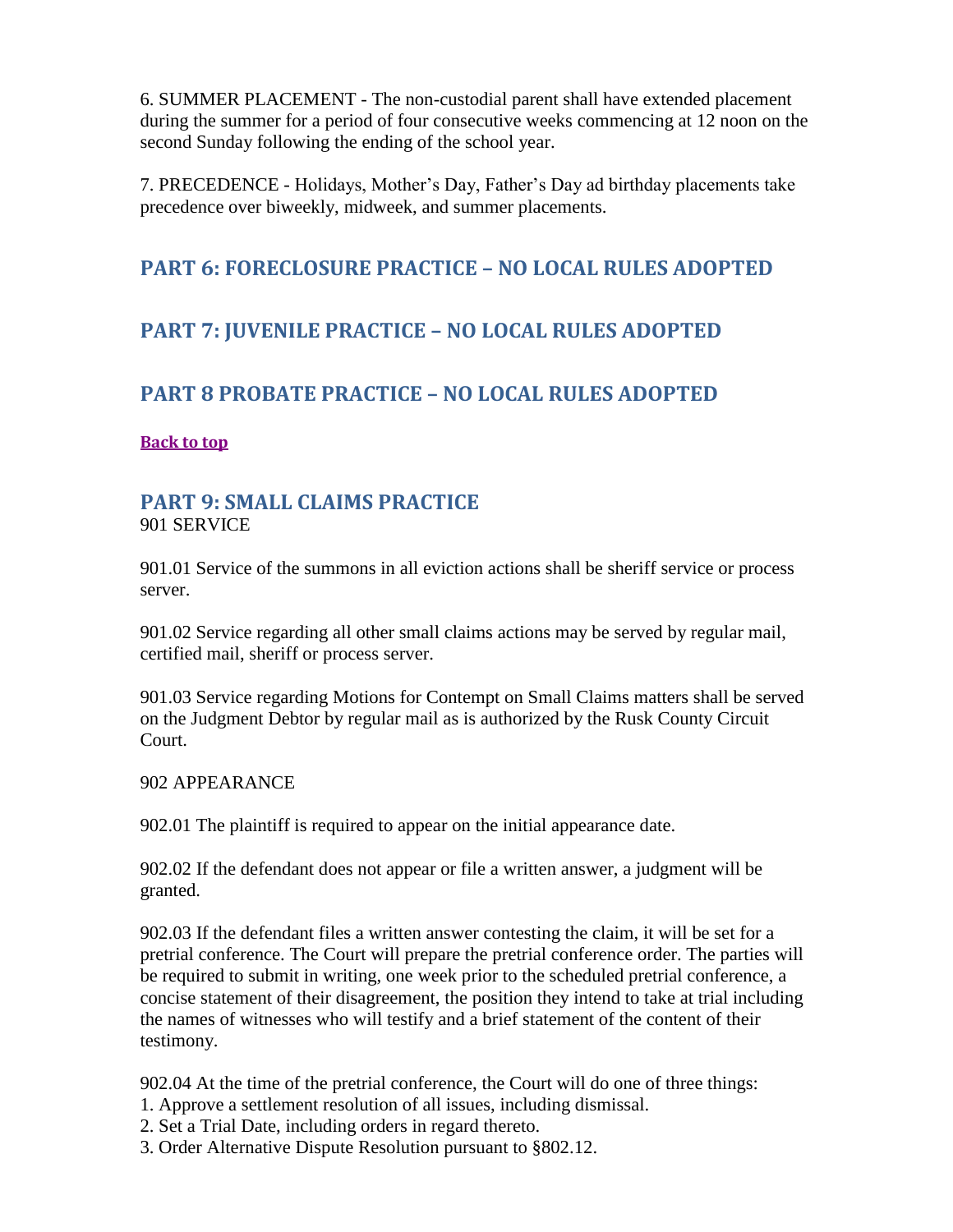6. SUMMER PLACEMENT - The non-custodial parent shall have extended placement during the summer for a period of four consecutive weeks commencing at 12 noon on the second Sunday following the ending of the school year.

7. PRECEDENCE - Holidays, Mother's Day, Father's Day ad birthday placements take precedence over biweekly, midweek, and summer placements.

## PART 6: FORECLOSURE PRACTICE – NO LOCAL RULES ADOPTED

## PART 7: JUVENILE PRACTICE – NO LOCAL RULES ADOPTED

## PART 8 PROBATE PRACTICE – NO LOCAL RULES ADOPTED

**Back to top**

## PART 9: SMALL CLAIMS PRACTICE

901 SERVICE

901.01 Service of the summons in all eviction actions shall be sheriff service or process server.

901.02 Service regarding all other small claims actions may be served by regular mail, certified mail, sheriff or process server.

901.03 Service regarding Motions for Contempt on Small Claims matters shall be served on the Judgment Debtor by regular mail as is authorized by the Rusk County Circuit Court.

902 APPEARANCE

902.01 The plaintiff is required to appear on the initial appearance date.

902.02 If the defendant does not appear or file a written answer, a judgment will be granted.

902.03 If the defendant files a written answer contesting the claim, it will be set for a pretrial conference. The Court will prepare the pretrial conference order. The parties will be required to submit in writing, one week prior to the scheduled pretrial conference, a concise statement of their disagreement, the position they intend to take at trial including the names of witnesses who will testify and a brief statement of the content of their testimony.

902.04 At the time of the pretrial conference, the Court will do one of three things:

1. Approve a settlement resolution of all issues, including dismissal.
2. Set a Trial Date, including orders in regard thereto.
3. Order Alternative Dispute Resolution pursuant to §802.12.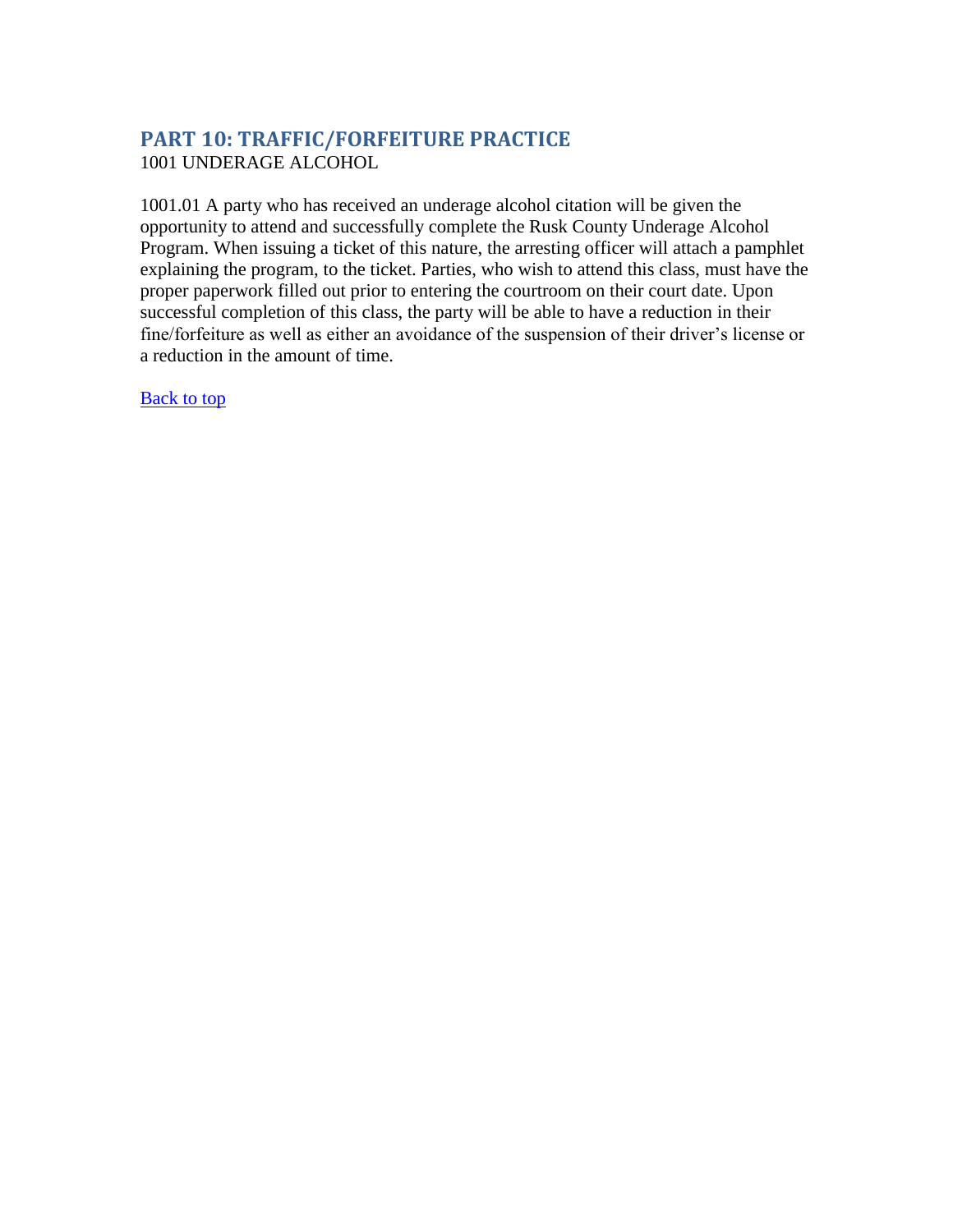## PART 10: TRAFFIC/FORFEITURE PRACTICE

1001 UNDERAGE ALCOHOL

1001.01 A party who has received an underage alcohol citation will be given the opportunity to attend and successfully complete the Rusk County Underage Alcohol Program. When issuing a ticket of this nature, the arresting officer will attach a pamphlet explaining the program, to the ticket. Parties, who wish to attend this class, must have the proper paperwork filled out prior to entering the courtroom on their court date. Upon successful completion of this class, the party will be able to have a reduction in their fine/forfeiture as well as either an avoidance of the suspension of their driver's license or a reduction in the amount of time.

Back to top